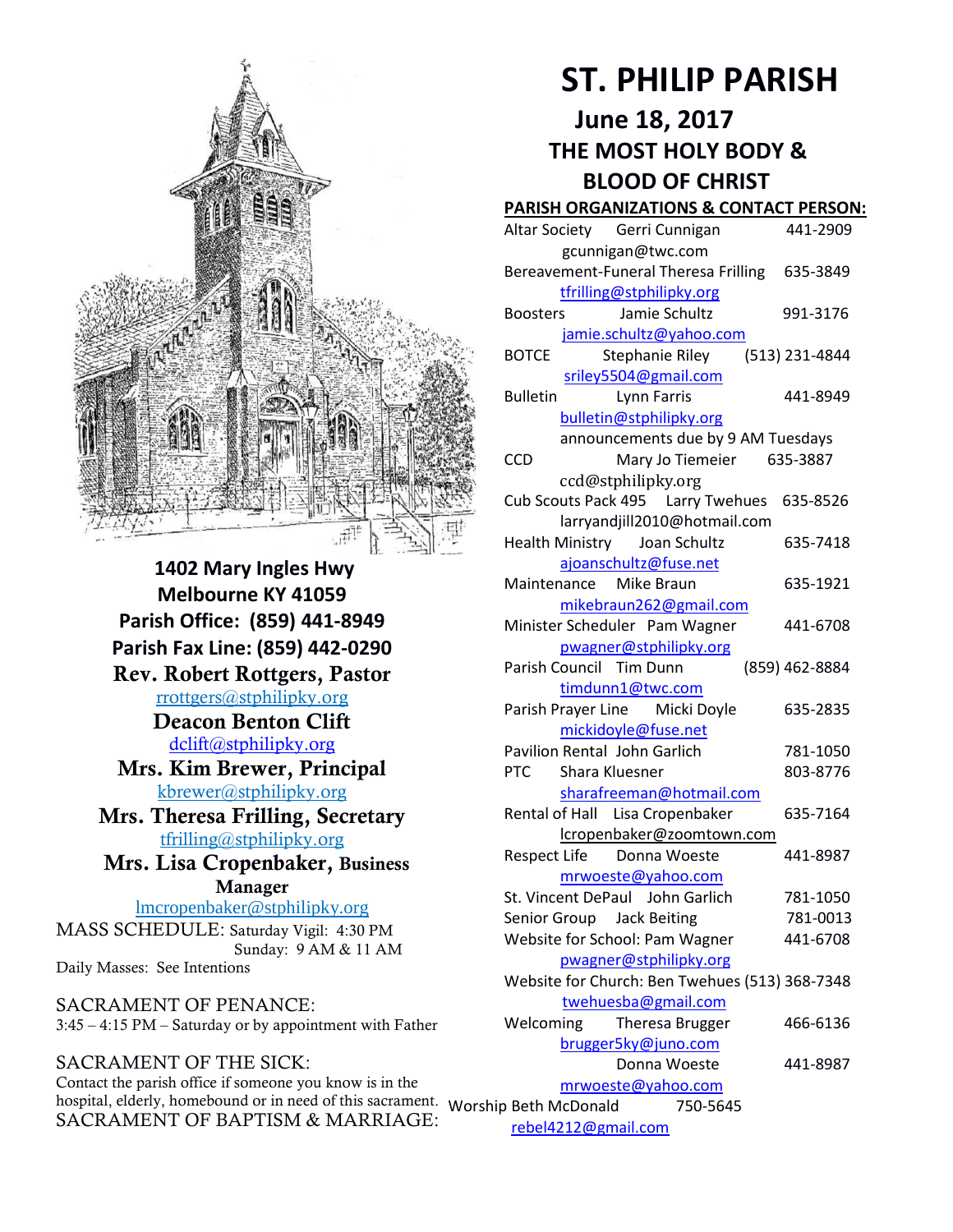# ST. PHILIP PARISH

## June 18, 2017

## THE MOST HOLY BODY & BLOOD OF CHRIST

**1402 Mary Ingles Hwy**
**Melbourne KY 41059**
**Parish Office: (859) 441-8949**
**Parish Fax Line: (859) 442-0290**

**Rev. Robert Rottgers, Pastor**
rrottgers@stphilipky.org

**Deacon Benton Clift**
dclift@stphilipky.org

**Mrs. Kim Brewer, Principal**
kbrewer@stphilipky.org

**Mrs. Theresa Frilling, Secretary**
tfrilling@stphilipky.org

**Mrs. Lisa Cropenbaker, Business Manager**
lmcropenbaker@stphilipky.org

MASS SCHEDULE: Saturday Vigil: 4:30 PM
Sunday: 9 AM & 11 AM
Daily Masses: See Intentions

SACRAMENT OF PENANCE:
3:45 – 4:15 PM – Saturday or by appointment with Father

SACRAMENT OF THE SICK:
Contact the parish office if someone you know is in the hospital, elderly, homebound or in need of this sacrament.

SACRAMENT OF BAPTISM & MARRIAGE:

**PARISH ORGANIZATIONS & CONTACT PERSON:**

Altar Society Gerri Cunnigan 441-2909
gcunnigan@twc.com

Bereavement-Funeral Theresa Frilling 635-3849
tfrilling@stphilipky.org

Boosters Jamie Schultz 991-3176
jamie.schultz@yahoo.com

BOTCE Stephanie Riley (513) 231-4844
sriley5504@gmail.com

Bulletin Lynn Farris 441-8949
bulletin@stphilipky.org
announcements due by 9 AM Tuesdays

CCD Mary Jo Tiemeier 635-3887
ccd@stphilipky.org

Cub Scouts Pack 495 Larry Twehues 635-8526
larryandjill2010@hotmail.com

Health Ministry Joan Schultz 635-7418
ajoanschultz@fuse.net

Maintenance Mike Braun 635-1921
mikebraun262@gmail.com

Minister Scheduler Pam Wagner 441-6708
pwagner@stphilipky.org

Parish Council Tim Dunn (859) 462-8884
timdunn1@twc.com

Parish Prayer Line Micki Doyle 635-2835
mickidoyle@fuse.net

Pavilion Rental John Garlich 781-1050

PTC Shara Kluesner 803-8776
sharafreeman@hotmail.com

Rental of Hall Lisa Cropenbaker 635-7164
lcropenbaker@zoomtown.com

Respect Life Donna Woeste 441-8987
mrwoeste@yahoo.com

St. Vincent DePaul John Garlich 781-1050

Senior Group Jack Beiting 781-0013

Website for School: Pam Wagner 441-6708
pwagner@stphilipky.org

Website for Church: Ben Twehues (513) 368-7348
twehuesba@gmail.com

Welcoming Theresa Brugger 466-6136
brugger5ky@juno.com
Donna Woeste 441-8987
mrwoeste@yahoo.com

Worship Beth McDonald 750-5645
rebel4212@gmail.com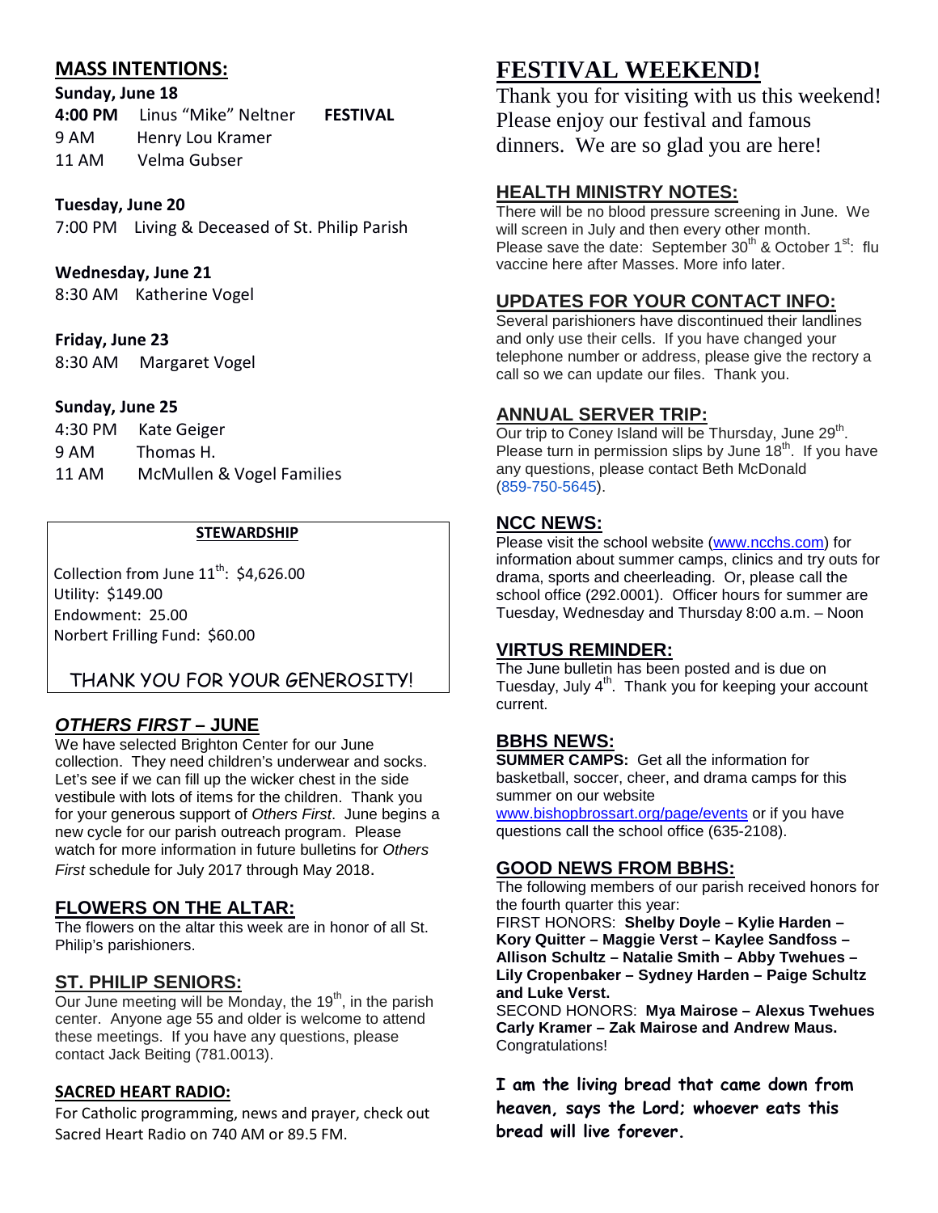## MASS INTENTIONS:

**Sunday, June 18**

**4:00 PM** Linus "Mike" Neltner **FESTIVAL**

9 AM Henry Lou Kramer

11 AM Velma Gubser

**Tuesday, June 20**

7:00 PM Living & Deceased of St. Philip Parish

**Wednesday, June 21**

8:30 AM Katherine Vogel

**Friday, June 23**

8:30 AM Margaret Vogel

**Sunday, June 25**

4:30 PM Kate Geiger

9 AM Thomas H.

11 AM McMullen & Vogel Families

**STEWARDSHIP**

Collection from June 11th: $4,626.00
Utility: $149.00
Endowment: 25.00
Norbert Frilling Fund: $60.00

THANK YOU FOR YOUR GENEROSITY!

## *OTHERS FIRST* – JUNE

We have selected Brighton Center for our June collection. They need children's underwear and socks. Let's see if we can fill up the wicker chest in the side vestibule with lots of items for the children. Thank you for your generous support of *Others First*. June begins a new cycle for our parish outreach program. Please watch for more information in future bulletins for *Others First* schedule for July 2017 through May 2018.

## FLOWERS ON THE ALTAR:

The flowers on the altar this week are in honor of all St. Philip's parishioners.

## ST. PHILIP SENIORS:

Our June meeting will be Monday, the 19th, in the parish center. Anyone age 55 and older is welcome to attend these meetings. If you have any questions, please contact Jack Beiting (781.0013).

## SACRED HEART RADIO:

For Catholic programming, news and prayer, check out Sacred Heart Radio on 740 AM or 89.5 FM.

# FESTIVAL WEEKEND!

Thank you for visiting with us this weekend! Please enjoy our festival and famous dinners. We are so glad you are here!

## HEALTH MINISTRY NOTES:

There will be no blood pressure screening in June. We will screen in July and then every other month. Please save the date: September 30th & October 1st: flu vaccine here after Masses. More info later.

## UPDATES FOR YOUR CONTACT INFO:

Several parishioners have discontinued their landlines and only use their cells. If you have changed your telephone number or address, please give the rectory a call so we can update our files. Thank you.

## ANNUAL SERVER TRIP:

Our trip to Coney Island will be Thursday, June 29th. Please turn in permission slips by June 18th. If you have any questions, please contact Beth McDonald (859-750-5645).

## NCC NEWS:

Please visit the school website (www.ncchs.com) for information about summer camps, clinics and try outs for drama, sports and cheerleading. Or, please call the school office (292.0001). Officer hours for summer are Tuesday, Wednesday and Thursday 8:00 a.m. – Noon

## VIRTUS REMINDER:

The June bulletin has been posted and is due on Tuesday, July 4th. Thank you for keeping your account current.

## BBHS NEWS:

**SUMMER CAMPS:** Get all the information for basketball, soccer, cheer, and drama camps for this summer on our website www.bishopbrossart.org/page/events or if you have questions call the school office (635-2108).

## GOOD NEWS FROM BBHS:

The following members of our parish received honors for the fourth quarter this year:

FIRST HONORS: **Shelby Doyle – Kylie Harden – Kory Quitter – Maggie Verst – Kaylee Sandfoss – Allison Schultz – Natalie Smith – Abby Twehues – Lily Cropenbaker – Sydney Harden – Paige Schultz and Luke Verst.**

SECOND HONORS: **Mya Mairose – Alexus Twehues Carly Kramer – Zak Mairose and Andrew Maus.**

Congratulations!

**I am the living bread that came down from heaven, says the Lord; whoever eats this bread will live forever.**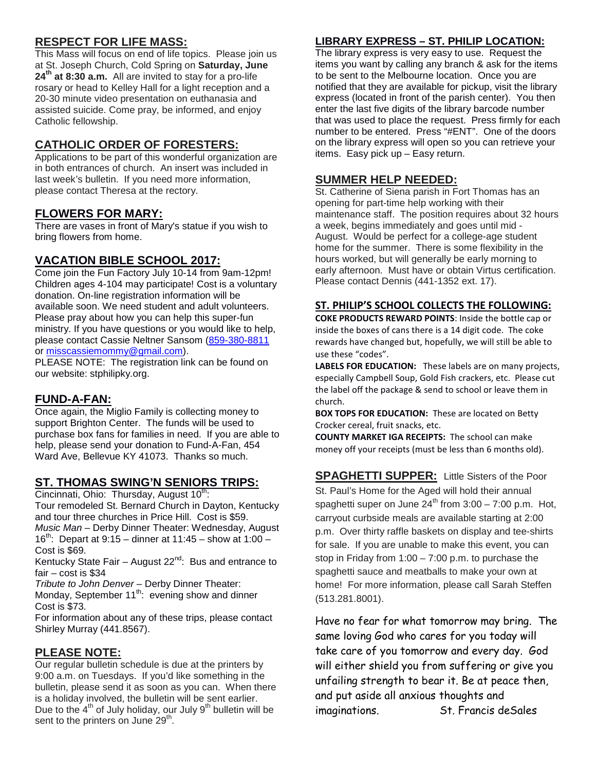## RESPECT FOR LIFE MASS:

This Mass will focus on end of life topics. Please join us at St. Joseph Church, Cold Spring on **Saturday, June 24th at 8:30 a.m.** All are invited to stay for a pro-life rosary or head to Kelley Hall for a light reception and a 20-30 minute video presentation on euthanasia and assisted suicide. Come pray, be informed, and enjoy Catholic fellowship.

## CATHOLIC ORDER OF FORESTERS:

Applications to be part of this wonderful organization are in both entrances of church. An insert was included in last week's bulletin. If you need more information, please contact Theresa at the rectory.

## FLOWERS FOR MARY:

There are vases in front of Mary's statue if you wish to bring flowers from home.

## VACATION BIBLE SCHOOL 2017:

Come join the Fun Factory July 10-14 from 9am-12pm! Children ages 4-104 may participate! Cost is a voluntary donation. On-line registration information will be available soon. We need student and adult volunteers. Please pray about how you can help this super-fun ministry. If you have questions or you would like to help, please contact Cassie Neltner Sansom (859-380-8811 or misscassiemommy@gmail.com).

PLEASE NOTE: The registration link can be found on our website: stphilipky.org.

## FUND-A-FAN:

Once again, the Miglio Family is collecting money to support Brighton Center. The funds will be used to purchase box fans for families in need. If you are able to help, please send your donation to Fund-A-Fan, 454 Ward Ave, Bellevue KY 41073. Thanks so much.

## ST. THOMAS SWING'N SENIORS TRIPS:

Cincinnati, Ohio: Thursday, August 10th:
Tour remodeled St. Bernard Church in Dayton, Kentucky and tour three churches in Price Hill. Cost is $59.

*Music Man* – Derby Dinner Theater: Wednesday, August 16th: Depart at 9:15 – dinner at 11:45 – show at 1:00 – Cost is $69.

Kentucky State Fair – August 22nd: Bus and entrance to fair – cost is $34

*Tribute to John Denver* – Derby Dinner Theater: Monday, September 11th: evening show and dinner Cost is $73.

For information about any of these trips, please contact Shirley Murray (441.8567).

## PLEASE NOTE:

Our regular bulletin schedule is due at the printers by 9:00 a.m. on Tuesdays. If you'd like something in the bulletin, please send it as soon as you can. When there is a holiday involved, the bulletin will be sent earlier. Due to the 4th of July holiday, our July 9th bulletin will be sent to the printers on June 29th.

## LIBRARY EXPRESS – ST. PHILIP LOCATION:

The library express is very easy to use. Request the items you want by calling any branch & ask for the items to be sent to the Melbourne location. Once you are notified that they are available for pickup, visit the library express (located in front of the parish center). You then enter the last five digits of the library barcode number that was used to place the request. Press firmly for each number to be entered. Press "#ENT". One of the doors on the library express will open so you can retrieve your items. Easy pick up – Easy return.

## SUMMER HELP NEEDED:

St. Catherine of Siena parish in Fort Thomas has an opening for part-time help working with their maintenance staff. The position requires about 32 hours a week, begins immediately and goes until mid - August. Would be perfect for a college-age student home for the summer. There is some flexibility in the hours worked, but will generally be early morning to early afternoon. Must have or obtain Virtus certification. Please contact Dennis (441-1352 ext. 17).

## ST. PHILIP'S SCHOOL COLLECTS THE FOLLOWING:

**COKE PRODUCTS REWARD POINTS**: Inside the bottle cap or inside the boxes of cans there is a 14 digit code. The coke rewards have changed but, hopefully, we will still be able to use these "codes".

**LABELS FOR EDUCATION:** These labels are on many projects, especially Campbell Soup, Gold Fish crackers, etc. Please cut the label off the package & send to school or leave them in church.

**BOX TOPS FOR EDUCATION:** These are located on Betty Crocker cereal, fruit snacks, etc.

**COUNTY MARKET IGA RECEIPTS:** The school can make money off your receipts (must be less than 6 months old).

**SPAGHETTI SUPPER:** Little Sisters of the Poor St. Paul's Home for the Aged will hold their annual spaghetti super on June 24th from 3:00 – 7:00 p.m. Hot, carryout curbside meals are available starting at 2:00 p.m. Over thirty raffle baskets on display and tee-shirts for sale. If you are unable to make this event, you can stop in Friday from 1:00 – 7:00 p.m. to purchase the spaghetti sauce and meatballs to make your own at home! For more information, please call Sarah Steffen (513.281.8001).

Have no fear for what tomorrow may bring. The same loving God who cares for you today will take care of you tomorrow and every day. God will either shield you from suffering or give you unfailing strength to bear it. Be at peace then, and put aside all anxious thoughts and imaginations. St. Francis deSales